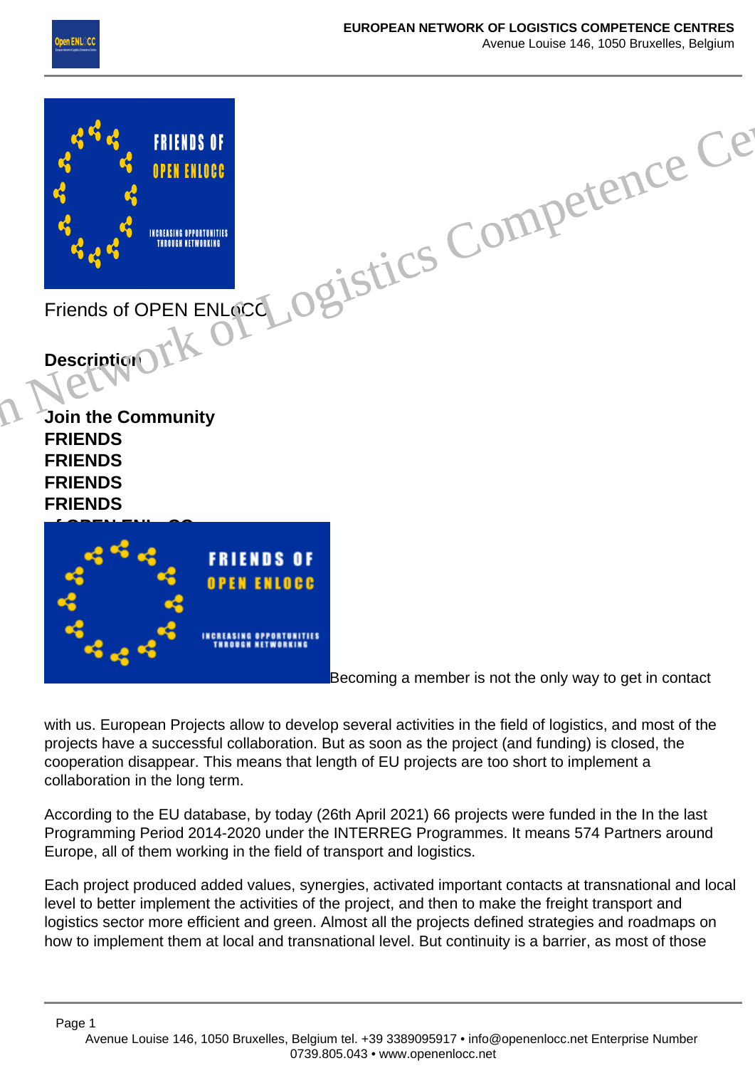Friends of OPEN ENLoCC

**Description**

**Join the Community**
**FRIENDS**
**FRIENDS**
**FRIENDS**
**FRIENDS**

Becoming a member is not the only way to get in contact with us. European Projects allow to develop several activities in the field of logistics, and most of the projects have a successful collaboration. But as soon as the project (and funding) is closed, the cooperation disappear. This means that length of EU projects are too short to implement a collaboration in the long term.

According to the EU database, by today (26th April 2021) 66 projects were funded in the In the last Programming Period 2014-2020 under the INTERREG Programmes. It means 574 Partners around Europe, all of them working in the field of transport and logistics.

Each project produced added values, synergies, activated important contacts at transnational and local level to better implement the activities of the project, and then to make the freight transport and logistics sector more efficient and green. Almost all the projects defined strategies and roadmaps on how to implement them at local and transnational level. But continuity is a barrier, as most of those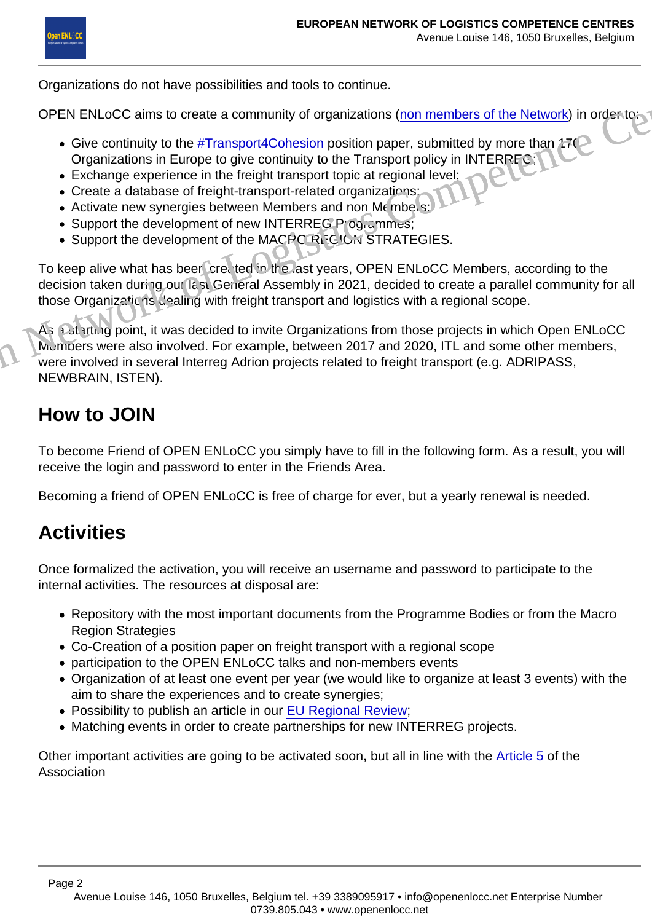Organizations do not have possibilities and tools to continue.

OPEN ENLoCC aims to create a community of organizations (non members of the Network) in order to:

- Give continuity to the #Transport4Cohesion position paper, submitted by more than 170 Organizations in Europe to give continuity to the Transport policy in INTERREG;
- Exchange experience in the freight transport topic at regional level;
- Create a database of freight-transport-related organizations;
- Activate new synergies between Members and non Members;
- Support the development of new INTERREG Programmes;
- Support the development of the MACRO REGION STRATEGIES.

To keep alive what has been created in the last years, OPEN ENLoCC Members, according to the decision taken during our last General Assembly in 2021, decided to create a parallel community for all those Organizations dealing with freight transport and logistics with a regional scope.

As a starting point, it was decided to invite Organizations from those projects in which Open ENLoCC Members were also involved. For example, between 2017 and 2020, ITL and some other members, were involved in several Interreg Adrion projects related to freight transport (e.g. ADRIPASS, NEWBRAIN, ISTEN).

## How to JOIN

To become Friend of OPEN ENLoCC you simply have to fill in the following form. As a result, you will receive the login and password to enter in the Friends Area.

Becoming a friend of OPEN ENLoCC is free of charge for ever, but a yearly renewal is needed.

## Activities

Once formalized the activation, you will receive an username and password to participate to the internal activities. The resources at disposal are:

- Repository with the most important documents from the Programme Bodies or from the Macro Region Strategies
- Co-Creation of a position paper on freight transport with a regional scope
- participation to the OPEN ENLoCC talks and non-members events
- Organization of at least one event per year (we would like to organize at least 3 events) with the aim to share the experiences and to create synergies;
- Possibility to publish an article in our EU Regional Review;
- Matching events in order to create partnerships for new INTERREG projects.

Other important activities are going to be activated soon, but all in line with the Article 5 of the Association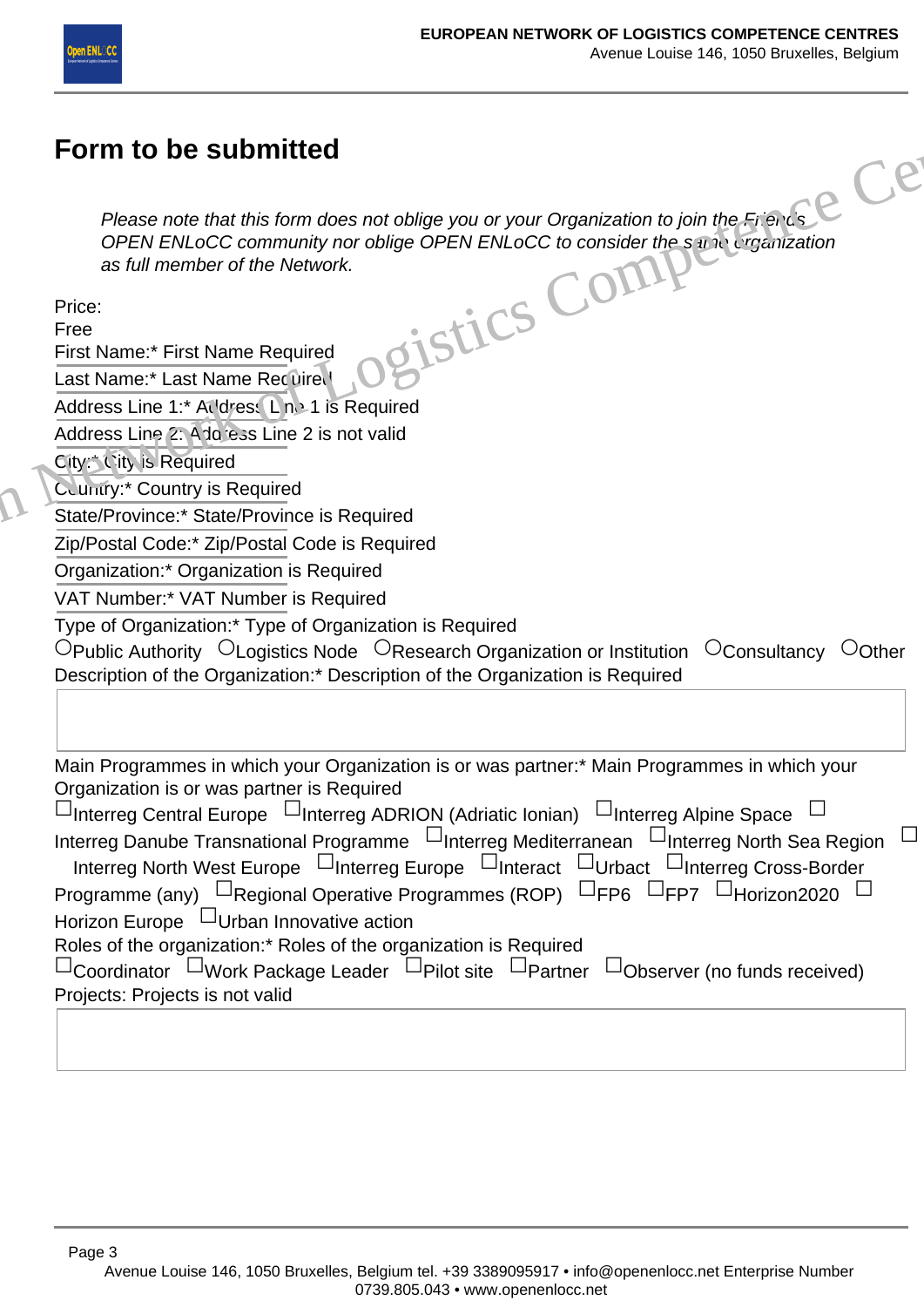## Form to be submitted

*Please note that this form does not oblige you or your Organization to join the Friends OPEN ENLoCC community nor oblige OPEN ENLoCC to consider the same organization as full member of the Network.*

Price:
Free

First Name:* First Name Required

Last Name:* Last Name Required

Address Line 1:* Address Line 1 is Required

Address Line 2: Address Line 2 is not valid

City:* City is Required

Country:* Country is Required

State/Province:* State/Province is Required

Zip/Postal Code:* Zip/Postal Code is Required

Organization:* Organization is Required

VAT Number:* VAT Number is Required

Type of Organization:* Type of Organization is Required

○Public Authority ○Logistics Node ○Research Organization or Institution ○Consultancy ○Other

Description of the Organization:* Description of the Organization is Required

Main Programmes in which your Organization is or was partner:* Main Programmes in which your Organization is or was partner is Required

☐Interreg Central Europe ☐Interreg ADRION (Adriatic Ionian) ☐Interreg Alpine Space ☐Interreg Danube Transnational Programme ☐Interreg Mediterranean ☐Interreg North Sea Region ☐Interreg North West Europe ☐Interreg Europe ☐Interact ☐Urbact ☐Interreg Cross-Border Programme (any) ☐Regional Operative Programmes (ROP) ☐FP6 ☐FP7 ☐Horizon2020 ☐Horizon Europe ☐Urban Innovative action

Roles of the organization:* Roles of the organization is Required

☐Coordinator ☐Work Package Leader ☐Pilot site ☐Partner ☐Observer (no funds received)

Projects: Projects is not valid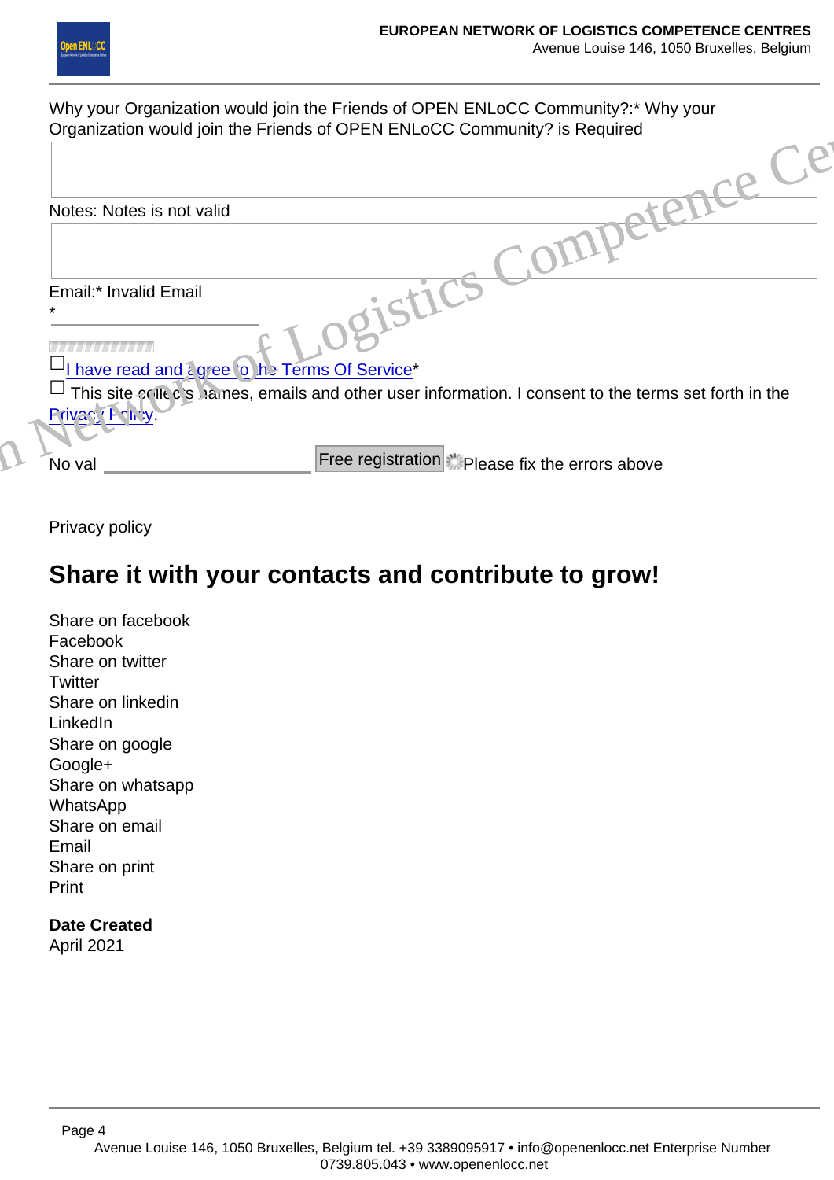Why your Organization would join the Friends of OPEN ENLoCC Community?:* Why your Organization would join the Friends of OPEN ENLoCC Community? is Required

Notes: Notes is not valid

Email:* Invalid Email
*

☐ I have read and agree to the Terms Of Service*
☐ This site collects names, emails and other user information. I consent to the terms set forth in the Privacy Policy.

No val ______________________ Free registration Please fix the errors above

Privacy policy

## Share it with your contacts and contribute to grow!

Share on facebook
Facebook
Share on twitter
Twitter
Share on linkedin
LinkedIn
Share on google
Google+
Share on whatsapp
WhatsApp
Share on email
Email
Share on print
Print

**Date Created**
April 2021